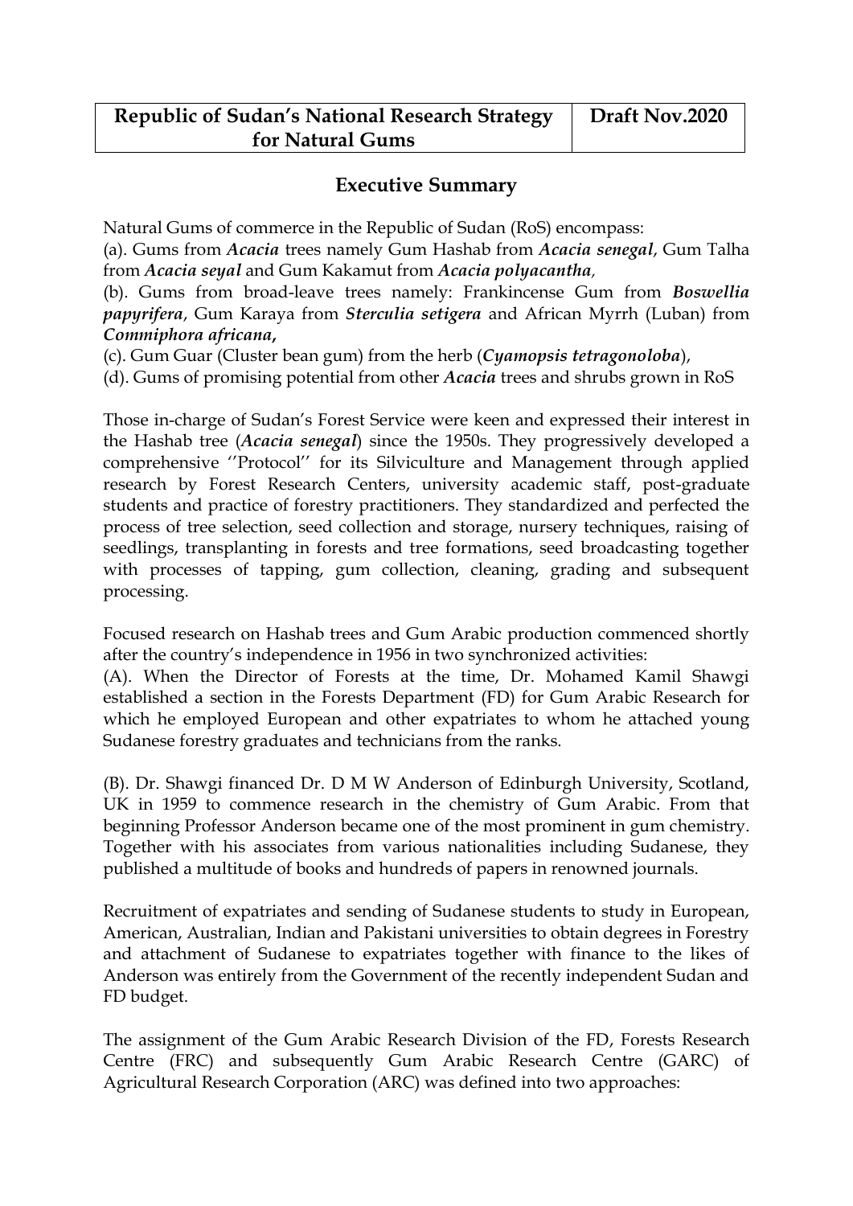| **Republic of Sudan's National Research Strategy for Natural Gums** | **Draft Nov.2020** |
| --- | --- |

## Executive Summary

Natural Gums of commerce in the Republic of Sudan (RoS) encompass:

(a). Gums from *Acacia* trees namely Gum Hashab from ***Acacia senegal***, Gum Talha from ***Acacia seyal*** and Gum Kakamut from ***Acacia polyacantha***,

(b). Gums from broad-leave trees namely: Frankincense Gum from ***Boswellia papyrifera***, Gum Karaya from ***Sterculia setigera*** and African Myrrh (Luban) from ***Commiphora africana*,**

(c). Gum Guar (Cluster bean gum) from the herb (***Cyamopsis tetragonoloba***),

(d). Gums of promising potential from other ***Acacia*** trees and shrubs grown in RoS

Those in-charge of Sudan's Forest Service were keen and expressed their interest in the Hashab tree (***Acacia senegal***) since the 1950s. They progressively developed a comprehensive ''Protocol'' for its Silviculture and Management through applied research by Forest Research Centers, university academic staff, post-graduate students and practice of forestry practitioners. They standardized and perfected the process of tree selection, seed collection and storage, nursery techniques, raising of seedlings, transplanting in forests and tree formations, seed broadcasting together with processes of tapping, gum collection, cleaning, grading and subsequent processing.

Focused research on Hashab trees and Gum Arabic production commenced shortly after the country's independence in 1956 in two synchronized activities:

(A). When the Director of Forests at the time, Dr. Mohamed Kamil Shawgi established a section in the Forests Department (FD) for Gum Arabic Research for which he employed European and other expatriates to whom he attached young Sudanese forestry graduates and technicians from the ranks.

(B). Dr. Shawgi financed Dr. D M W Anderson of Edinburgh University, Scotland, UK in 1959 to commence research in the chemistry of Gum Arabic. From that beginning Professor Anderson became one of the most prominent in gum chemistry. Together with his associates from various nationalities including Sudanese, they published a multitude of books and hundreds of papers in renowned journals.

Recruitment of expatriates and sending of Sudanese students to study in European, American, Australian, Indian and Pakistani universities to obtain degrees in Forestry and attachment of Sudanese to expatriates together with finance to the likes of Anderson was entirely from the Government of the recently independent Sudan and FD budget.

The assignment of the Gum Arabic Research Division of the FD, Forests Research Centre (FRC) and subsequently Gum Arabic Research Centre (GARC) of Agricultural Research Corporation (ARC) was defined into two approaches: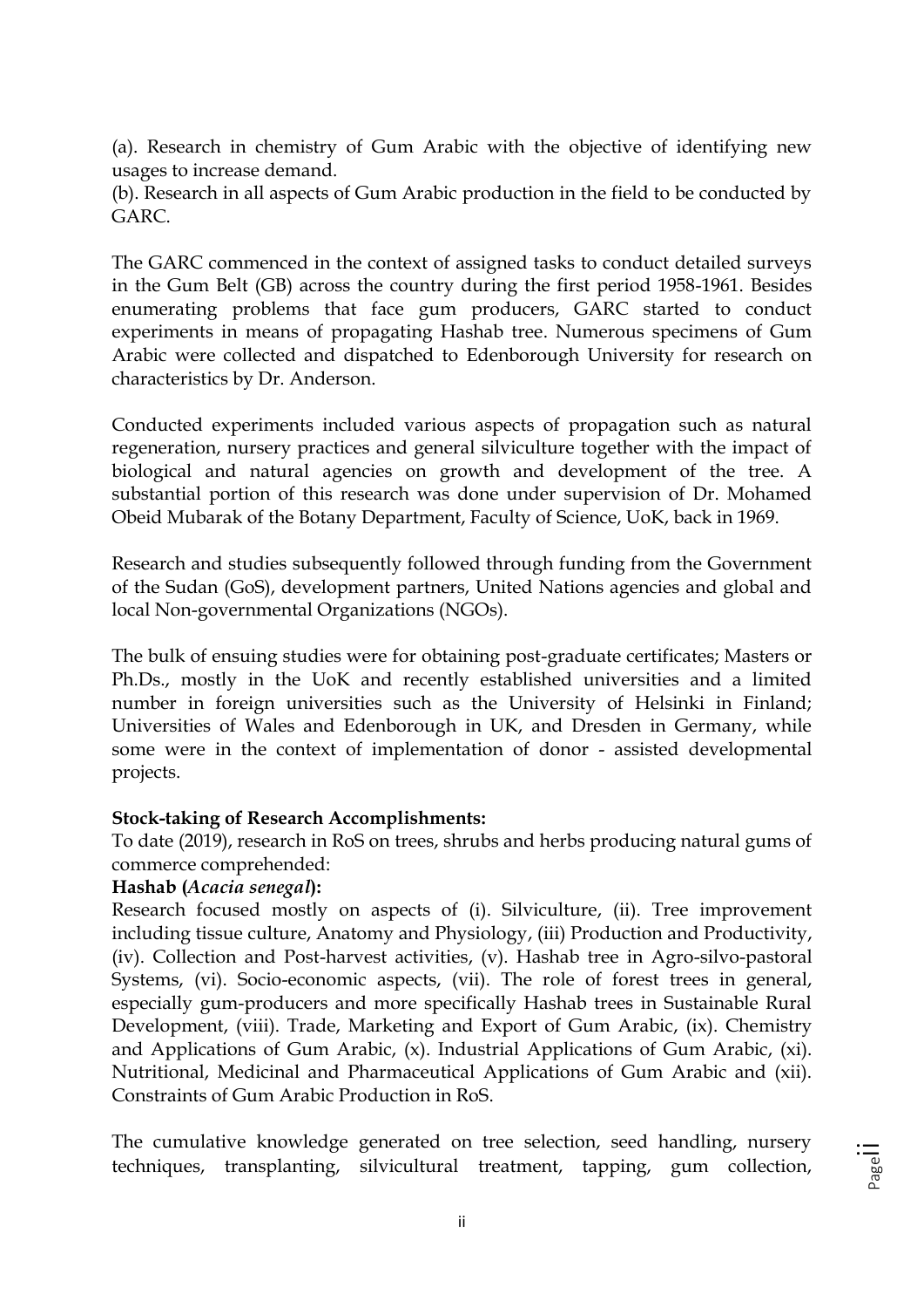(a). Research in chemistry of Gum Arabic with the objective of identifying new usages to increase demand.

(b). Research in all aspects of Gum Arabic production in the field to be conducted by GARC.

The GARC commenced in the context of assigned tasks to conduct detailed surveys in the Gum Belt (GB) across the country during the first period 1958-1961. Besides enumerating problems that face gum producers, GARC started to conduct experiments in means of propagating Hashab tree. Numerous specimens of Gum Arabic were collected and dispatched to Edenborough University for research on characteristics by Dr. Anderson.

Conducted experiments included various aspects of propagation such as natural regeneration, nursery practices and general silviculture together with the impact of biological and natural agencies on growth and development of the tree. A substantial portion of this research was done under supervision of Dr. Mohamed Obeid Mubarak of the Botany Department, Faculty of Science, UoK, back in 1969.

Research and studies subsequently followed through funding from the Government of the Sudan (GoS), development partners, United Nations agencies and global and local Non-governmental Organizations (NGOs).

The bulk of ensuing studies were for obtaining post-graduate certificates; Masters or Ph.Ds., mostly in the UoK and recently established universities and a limited number in foreign universities such as the University of Helsinki in Finland; Universities of Wales and Edenborough in UK, and Dresden in Germany, while some were in the context of implementation of donor - assisted developmental projects.

**Stock-taking of Research Accomplishments:**

To date (2019), research in RoS on trees, shrubs and herbs producing natural gums of commerce comprehended:

**Hashab (*Acacia senegal*):**

Research focused mostly on aspects of (i). Silviculture, (ii). Tree improvement including tissue culture, Anatomy and Physiology, (iii) Production and Productivity, (iv). Collection and Post-harvest activities, (v). Hashab tree in Agro-silvo-pastoral Systems, (vi). Socio-economic aspects, (vii). The role of forest trees in general, especially gum-producers and more specifically Hashab trees in Sustainable Rural Development, (viii). Trade, Marketing and Export of Gum Arabic, (ix). Chemistry and Applications of Gum Arabic, (x). Industrial Applications of Gum Arabic, (xi). Nutritional, Medicinal and Pharmaceutical Applications of Gum Arabic and (xii). Constraints of Gum Arabic Production in RoS.

The cumulative knowledge generated on tree selection, seed handling, nursery techniques, transplanting, silvicultural treatment, tapping, gum collection,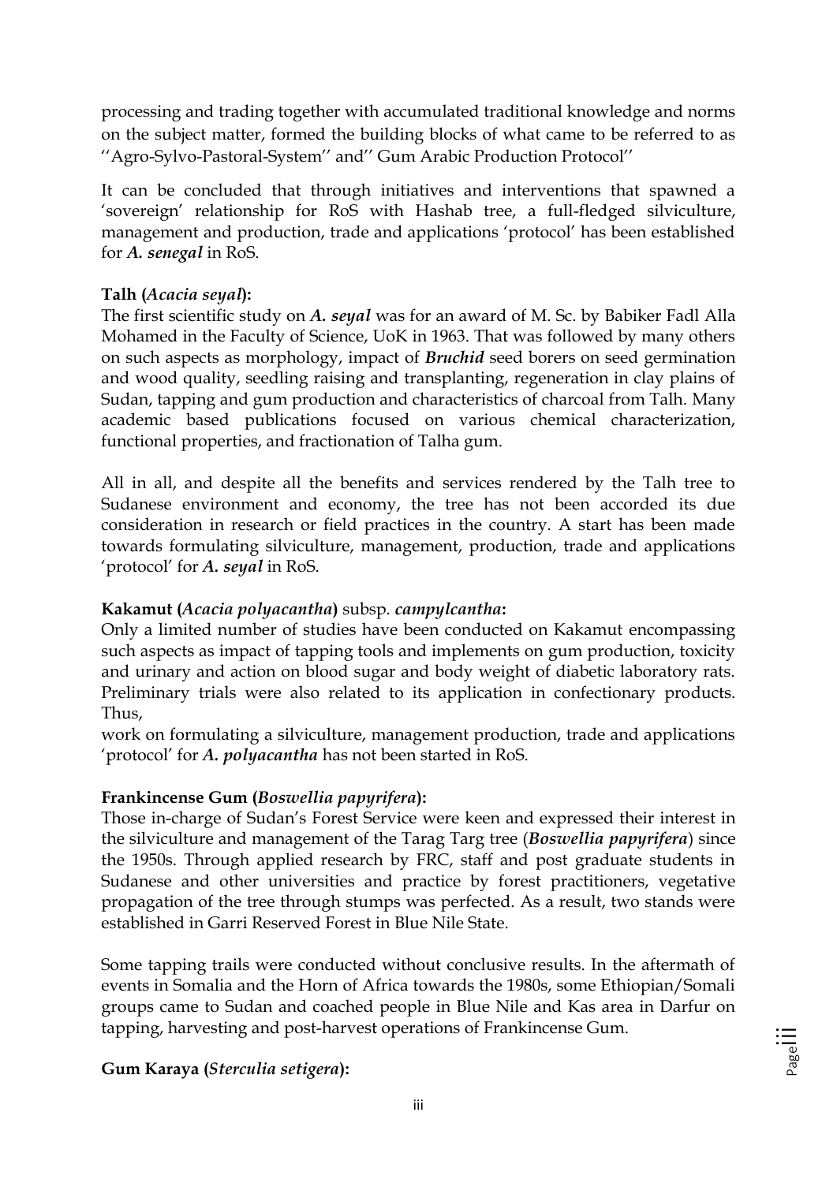processing and trading together with accumulated traditional knowledge and norms on the subject matter, formed the building blocks of what came to be referred to as ''Agro-Sylvo-Pastoral-System'' and'' Gum Arabic Production Protocol''

It can be concluded that through initiatives and interventions that spawned a 'sovereign' relationship for RoS with Hashab tree, a full-fledged silviculture, management and production, trade and applications 'protocol' has been established for ***A. senegal*** in RoS.

**Talh (*Acacia seyal*):**

The first scientific study on ***A. seyal*** was for an award of M. Sc. by Babiker Fadl Alla Mohamed in the Faculty of Science, UoK in 1963. That was followed by many others on such aspects as morphology, impact of ***Bruchid*** seed borers on seed germination and wood quality, seedling raising and transplanting, regeneration in clay plains of Sudan, tapping and gum production and characteristics of charcoal from Talh. Many academic based publications focused on various chemical characterization, functional properties, and fractionation of Talha gum.

All in all, and despite all the benefits and services rendered by the Talh tree to Sudanese environment and economy, the tree has not been accorded its due consideration in research or field practices in the country. A start has been made towards formulating silviculture, management, production, trade and applications 'protocol' for ***A. seyal*** in RoS.

**Kakamut (*Acacia polyacantha*)** subsp. *campylcantha***:**

Only a limited number of studies have been conducted on Kakamut encompassing such aspects as impact of tapping tools and implements on gum production, toxicity and urinary and action on blood sugar and body weight of diabetic laboratory rats. Preliminary trials were also related to its application in confectionary products. Thus,

work on formulating a silviculture, management production, trade and applications 'protocol' for ***A. polyacantha*** has not been started in RoS.

**Frankincense Gum (*Boswellia papyrifera*):**

Those in-charge of Sudan's Forest Service were keen and expressed their interest in the silviculture and management of the Tarag Targ tree (***Boswellia papyrifera***) since the 1950s. Through applied research by FRC, staff and post graduate students in Sudanese and other universities and practice by forest practitioners, vegetative propagation of the tree through stumps was perfected. As a result, two stands were established in Garri Reserved Forest in Blue Nile State.

Some tapping trails were conducted without conclusive results. In the aftermath of events in Somalia and the Horn of Africa towards the 1980s, some Ethiopian/Somali groups came to Sudan and coached people in Blue Nile and Kas area in Darfur on tapping, harvesting and post-harvest operations of Frankincense Gum.

**Gum Karaya (*Sterculia setigera*):**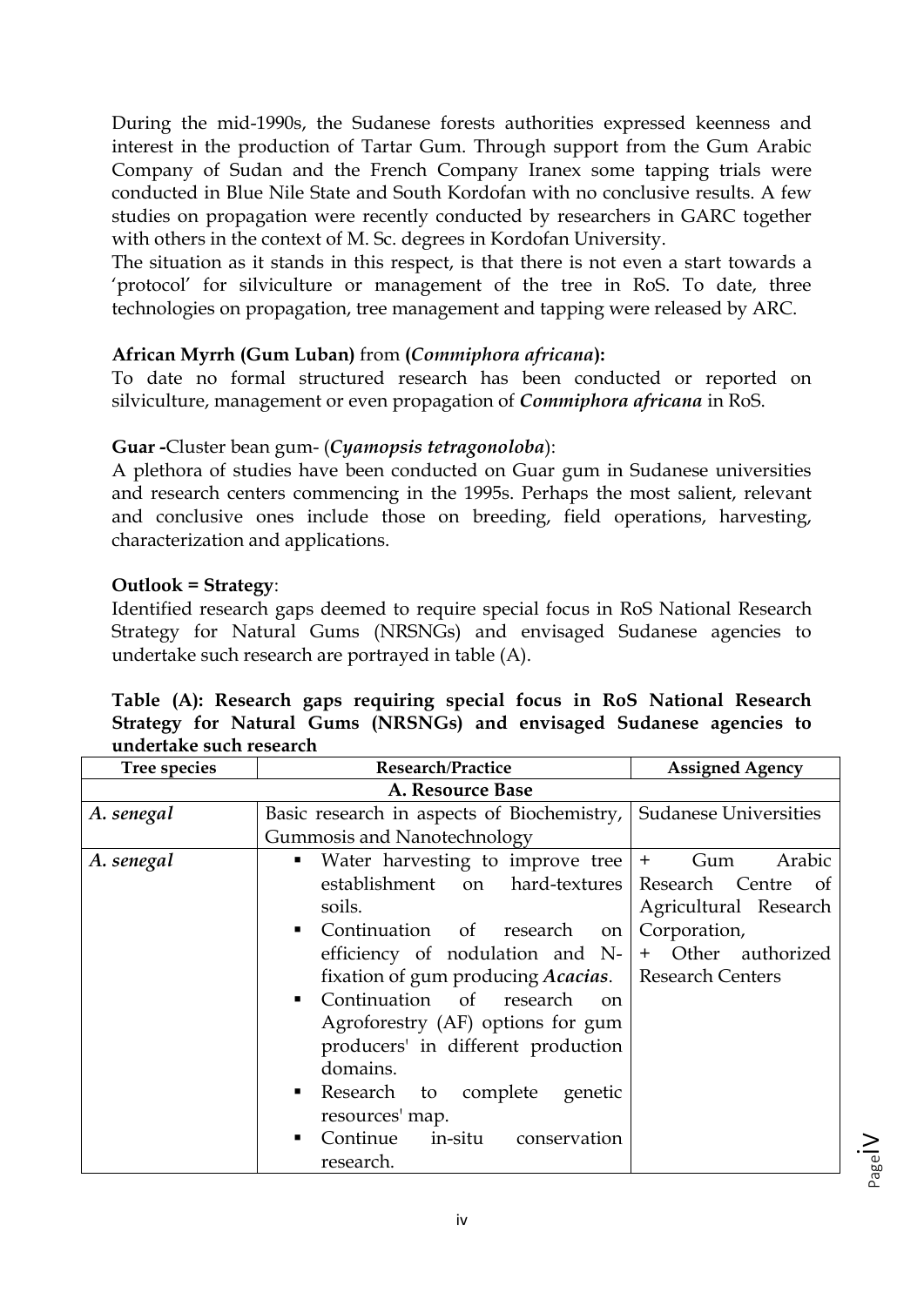During the mid-1990s, the Sudanese forests authorities expressed keenness and interest in the production of Tartar Gum. Through support from the Gum Arabic Company of Sudan and the French Company Iranex some tapping trials were conducted in Blue Nile State and South Kordofan with no conclusive results. A few studies on propagation were recently conducted by researchers in GARC together with others in the context of M. Sc. degrees in Kordofan University.

The situation as it stands in this respect, is that there is not even a start towards a 'protocol' for silviculture or management of the tree in RoS. To date, three technologies on propagation, tree management and tapping were released by ARC.

**African Myrrh (Gum Luban)** from **(*Commiphora africana*):**

To date no formal structured research has been conducted or reported on silviculture, management or even propagation of ***Commiphora africana*** in RoS.

**Guar -**Cluster bean gum- (***Cyamopsis tetragonoloba***):

A plethora of studies have been conducted on Guar gum in Sudanese universities and research centers commencing in the 1995s. Perhaps the most salient, relevant and conclusive ones include those on breeding, field operations, harvesting, characterization and applications.

**Outlook = Strategy**:

Identified research gaps deemed to require special focus in RoS National Research Strategy for Natural Gums (NRSNGs) and envisaged Sudanese agencies to undertake such research are portrayed in table (A).

**Table (A): Research gaps requiring special focus in RoS National Research Strategy for Natural Gums (NRSNGs) and envisaged Sudanese agencies to undertake such research**

| Tree species | Research/Practice | Assigned Agency |
|---|---|---|
| | **A. Resource Base** | |
| *A. senegal* | Basic research in aspects of Biochemistry, Gummosis and Nanotechnology | Sudanese Universities |
| *A. senegal* | ▪ Water harvesting to improve tree establishment on hard-textures soils.<br>▪ Continuation of research on efficiency of nodulation and N-fixation of gum producing *Acacias*.<br>▪ Continuation of research on Agroforestry (AF) options for gum producers' in different production domains.<br>▪ Research to complete genetic resources' map.<br>▪ Continue in-situ conservation research. | + Gum Arabic Research Centre of Agricultural Research Corporation,<br>+ Other authorized Research Centers |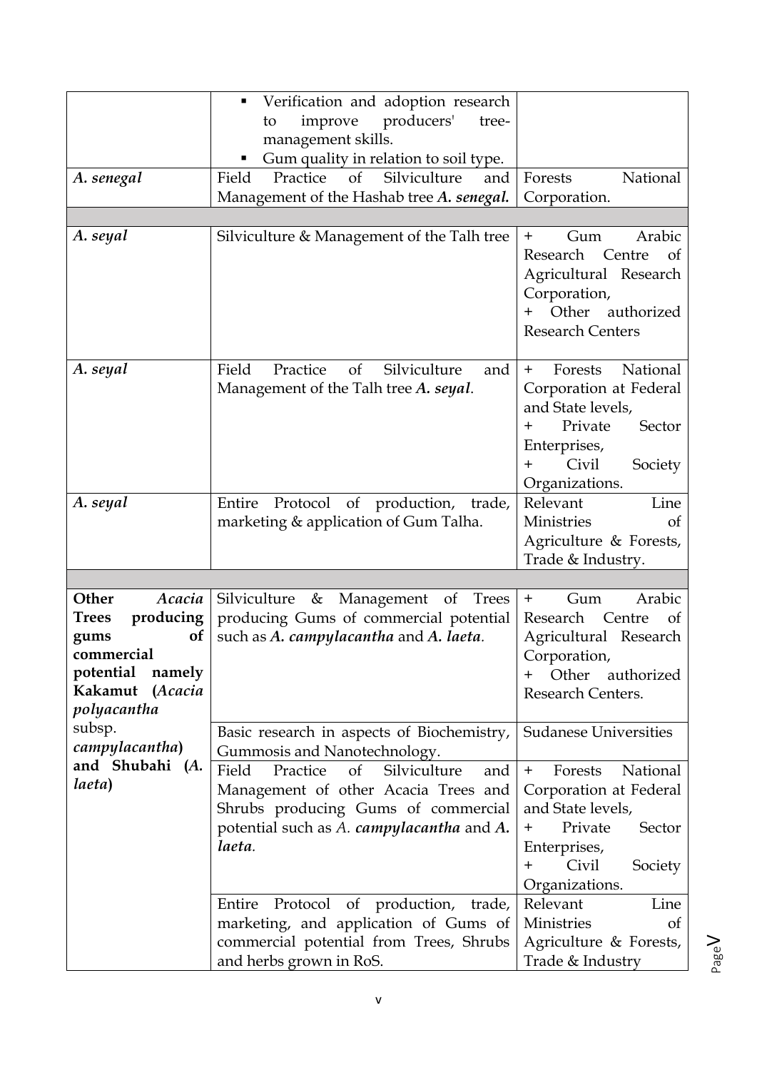| | | |
|---|---|---|
| | ▪ Verification and adoption research to improve producers' tree-management skills.<br>▪ Gum quality in relation to soil type. | |
| ***A. senegal*** | Field Practice of Silviculture and Management of the Hashab tree ***A. senegal.*** | Forests National Corporation. |
| | | |
| ***A. seyal*** | Silviculture & Management of the Talh tree | + Gum Arabic Research Centre of Agricultural Research Corporation,<br>+ Other authorized Research Centers |
| ***A. seyal*** | Field Practice of Silviculture and Management of the Talh tree ***A. seyal***. | + Forests National Corporation at Federal and State levels,<br>+ Private Sector Enterprises,<br>+ Civil Society Organizations. |
| ***A. seyal*** | Entire Protocol of production, trade, marketing & application of Gum Talha. | Relevant Line Ministries of Agriculture & Forests, Trade & Industry. |
| | | |
| **Other *Acacia* Trees producing gums of commercial potential namely Kakamut (*Acacia polyacantha* subsp. *campylacantha*) and Shubahi (*A. laeta*)** | Silviculture & Management of Trees producing Gums of commercial potential such as ***A. campylacantha*** and ***A. laeta***. | + Gum Arabic Research Centre of Agricultural Research Corporation,<br>+ Other authorized Research Centers. |
| | Basic research in aspects of Biochemistry, Gummosis and Nanotechnology. | Sudanese Universities |
| | Field Practice of Silviculture and Management of other Acacia Trees and Shrubs producing Gums of commercial potential such as *A.* ***campylacantha*** and ***A. laeta***. | + Forests National Corporation at Federal and State levels,<br>+ Private Sector Enterprises,<br>+ Civil Society Organizations. |
| | Entire Protocol of production, trade, marketing, and application of Gums of commercial potential from Trees, Shrubs and herbs grown in RoS. | Relevant Line Ministries of Agriculture & Forests, Trade & Industry |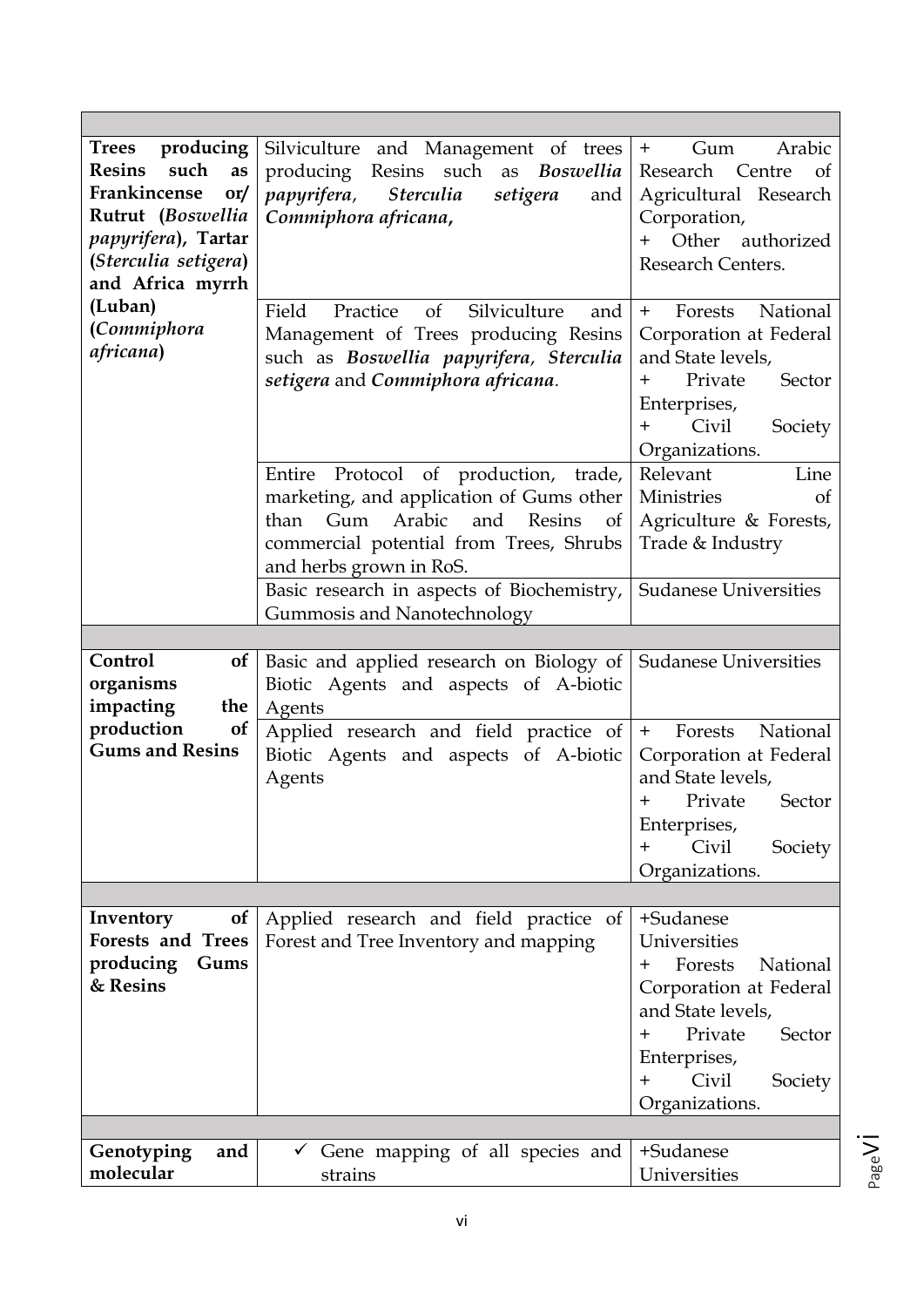| | | |
|---|---|---|
| **Trees producing Resins such as Frankincense or/ Rutrut (*Boswellia papyrifera*), Tartar (*Sterculia setigera*) and Africa myrrh (Luban) (*Commiphora africana*)** | Silviculture and Management of trees producing Resins such as ***Boswellia papyrifera***, ***Sterculia setigera*** and ***Commiphora africana***, | + Gum Arabic Research Centre of Agricultural Research Corporation,<br>+ Other authorized Research Centers. |
| | Field Practice of Silviculture and Management of Trees producing Resins such as ***Boswellia papyrifera***, ***Sterculia setigera*** and ***Commiphora africana***. | + Forests National Corporation at Federal and State levels,<br>+ Private Sector Enterprises,<br>+ Civil Society Organizations. |
| | Entire Protocol of production, trade, marketing, and application of Gums other than Gum Arabic and Resins of commercial potential from Trees, Shrubs and herbs grown in RoS. | Relevant Line Ministries of Agriculture & Forests, Trade & Industry |
| | Basic research in aspects of Biochemistry, Gummosis and Nanotechnology | Sudanese Universities |
| | | |
| **Control of organisms impacting the production of Gums and Resins** | Basic and applied research on Biology of Biotic Agents and aspects of A-biotic Agents | Sudanese Universities |
| | Applied research and field practice of Biotic Agents and aspects of A-biotic Agents | + Forests National Corporation at Federal and State levels,<br>+ Private Sector Enterprises,<br>+ Civil Society Organizations. |
| | | |
| **Inventory of Forests and Trees producing Gums & Resins** | Applied research and field practice of Forest and Tree Inventory and mapping | +Sudanese Universities<br>+ Forests National Corporation at Federal and State levels,<br>+ Private Sector Enterprises,<br>+ Civil Society Organizations. |
| | | |
| **Genotyping and molecular** | ✓ Gene mapping of all species and strains | +Sudanese Universities |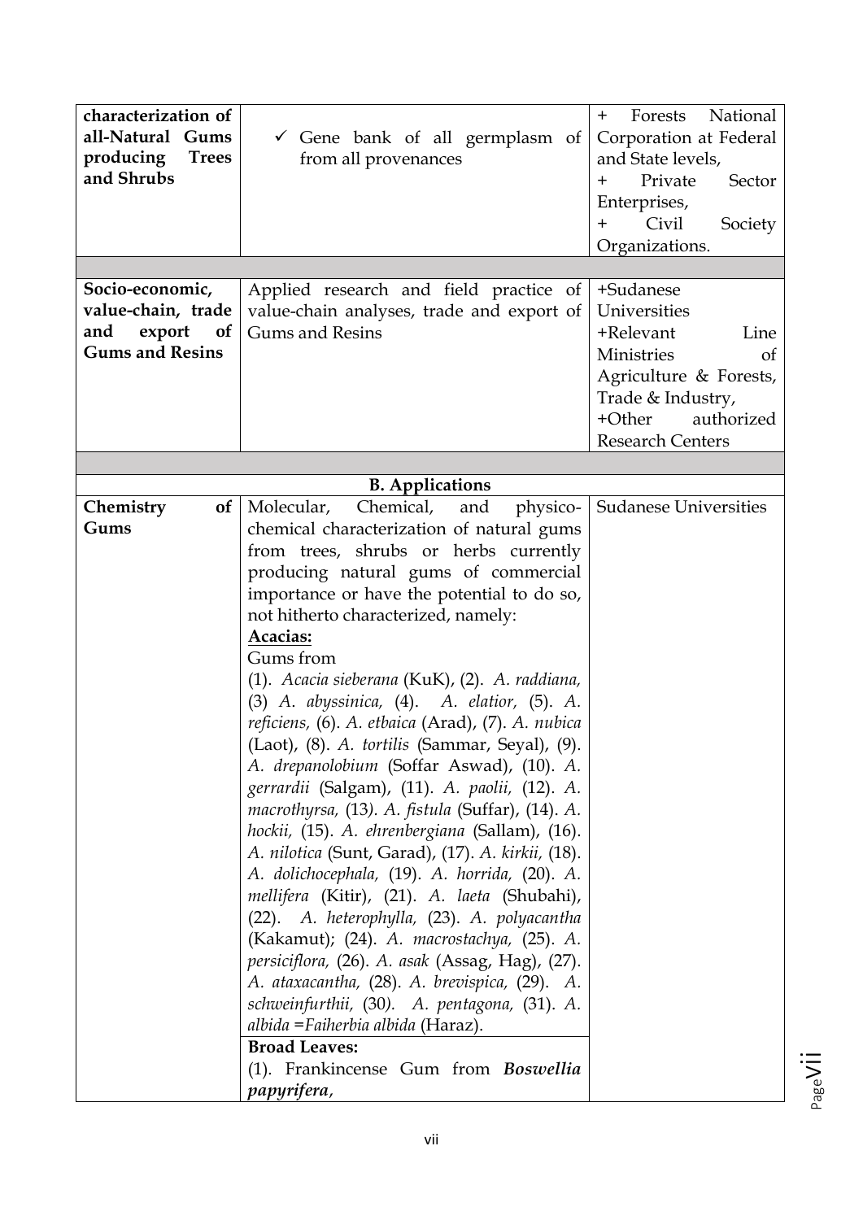| | | |
|---|---|---|
| **characterization of all-Natural Gums producing Trees and Shrubs** | ✓ Gene bank of all germplasm of from all provenances | + Forests National Corporation at Federal and State levels, + Private Sector Enterprises, + Civil Society Organizations. |
| | | |
| **Socio-economic, value-chain, trade and export of Gums and Resins** | Applied research and field practice of value-chain analyses, trade and export of Gums and Resins | +Sudanese Universities +Relevant Line Ministries of Agriculture & Forests, Trade & Industry, +Other authorized Research Centers |
| | | |
| | **B. Applications** | |
| **Chemistry of Gums** | Molecular, Chemical, and physico-chemical characterization of natural gums from trees, shrubs or herbs currently producing natural gums of commercial importance or have the potential to do so, not hitherto characterized, namely: <br> <u>**Acacias:**</u> <br> Gums from <br> (1). *Acacia sieberana* (KuK), (2). *A. raddiana,* (3) *A. abyssinica,* (4). *A. elatior,* (5). *A. reficiens,* (6). *A. etbaica* (Arad), (7). *A. nubica* (Laot), (8). *A. tortilis* (Sammar, Seyal), (9). *A. drepanolobium* (Soffar Aswad), (10). *A. gerrardii* (Salgam), (11). *A. paolii,* (12). *A. macrothyrsa,* (13). *A. fistula* (Suffar), (14). *A. hockii,* (15). *A. ehrenbergiana* (Sallam), (16). *A. nilotica* (Sunt, Garad), (17). *A. kirkii,* (18). *A. dolichocephala,* (19). *A. horrida,* (20). *A. mellifera* (Kitir), (21). *A. laeta* (Shubahi), (22). *A. heterophylla,* (23). *A. polyacantha* (Kakamut); (24). *A. macrostachya,* (25). *A. persiciflora,* (26). *A. asak* (Assag, Hag), (27). *A. ataxacantha,* (28). *A. brevispica,* (29). *A. schweinfurthii,* (30). *A. pentagona,* (31). *A. albida =Faiherbia albida* (Haraz). <br> **Broad Leaves:** <br> (1). Frankincense Gum from ***Boswellia papyrifera***, | Sudanese Universities |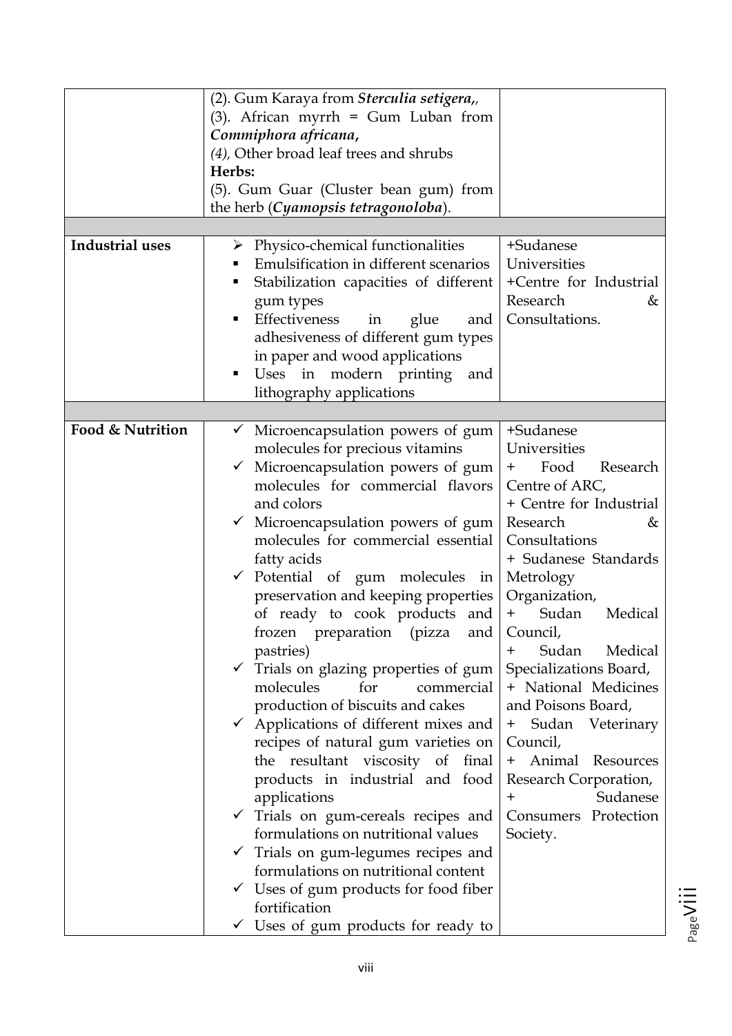| | | |
|---|---|---|
| | (2). Gum Karaya from ***Sterculia setigera***,, <br>(3). African myrrh = Gum Luban from ***Commiphora africana***, <br>*(4),* Other broad leaf trees and shrubs <br>**Herbs:** <br>(5). Gum Guar (Cluster bean gum) from the herb (***Cyamopsis tetragonoloba***). | |
| | | |
| **Industrial uses** | ➢ Physico-chemical functionalities <br>▪ Emulsification in different scenarios <br>▪ Stabilization capacities of different gum types <br>▪ Effectiveness in glue and adhesiveness of different gum types in paper and wood applications <br>▪ Uses in modern printing and lithography applications | +Sudanese Universities <br>+Centre for Industrial Research & Consultations. |
| | | |
| **Food & Nutrition** | ✓ Microencapsulation powers of gum molecules for precious vitamins <br>✓ Microencapsulation powers of gum molecules for commercial flavors and colors <br>✓ Microencapsulation powers of gum molecules for commercial essential fatty acids <br>✓ Potential of gum molecules in preservation and keeping properties of ready to cook products and frozen preparation (pizza and pastries) <br>✓ Trials on glazing properties of gum molecules for commercial production of biscuits and cakes <br>✓ Applications of different mixes and recipes of natural gum varieties on the resultant viscosity of final products in industrial and food applications <br>✓ Trials on gum-cereals recipes and formulations on nutritional values <br>✓ Trials on gum-legumes recipes and formulations on nutritional content <br>✓ Uses of gum products for food fiber fortification <br>✓ Uses of gum products for ready to | +Sudanese Universities <br>+ Food Research Centre of ARC, <br>+ Centre for Industrial Research & Consultations <br>+ Sudanese Standards Metrology Organization, <br>+ Sudan Medical Council, <br>+ Sudan Medical Specializations Board, <br>+ National Medicines and Poisons Board, <br>+ Sudan Veterinary Council, <br>+ Animal Resources Research Corporation, <br>+ Sudanese Consumers Protection Society. |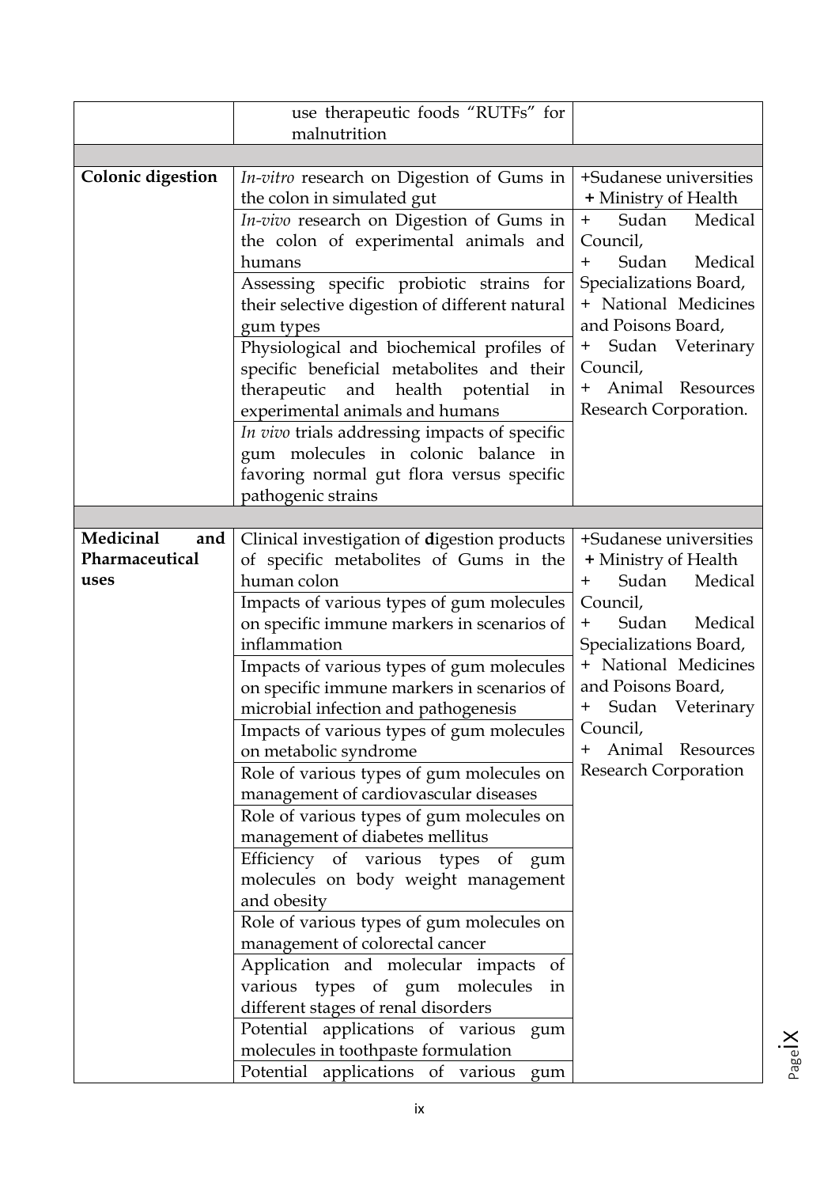| | | |
|---|---|---|
| | use therapeutic foods "RUTFs" for malnutrition | |
| | | |
| **Colonic digestion** | *In-vitro* research on Digestion of Gums in the colon in simulated gut | +Sudanese universities **+** Ministry of Health + Sudan Medical Council, + Sudan Medical Specializations Board, + National Medicines and Poisons Board, + Sudan Veterinary Council, + Animal Resources Research Corporation. |
| | *In-vivo* research on Digestion of Gums in the colon of experimental animals and humans | |
| | Assessing specific probiotic strains for their selective digestion of different natural gum types | |
| | Physiological and biochemical profiles of specific beneficial metabolites and their therapeutic and health potential in experimental animals and humans | |
| | *In vivo* trials addressing impacts of specific gum molecules in colonic balance in favoring normal gut flora versus specific pathogenic strains | |
| | | |
| **Medicinal and Pharmaceutical uses** | Clinical investigation of **d**igestion products of specific metabolites of Gums in the human colon | +Sudanese universities **+** Ministry of Health + Sudan Medical Council, + Sudan Medical Specializations Board, + National Medicines and Poisons Board, + Sudan Veterinary Council, + Animal Resources Research Corporation |
| | Impacts of various types of gum molecules on specific immune markers in scenarios of inflammation | |
| | Impacts of various types of gum molecules on specific immune markers in scenarios of microbial infection and pathogenesis | |
| | Impacts of various types of gum molecules on metabolic syndrome | |
| | Role of various types of gum molecules on management of cardiovascular diseases | |
| | Role of various types of gum molecules on management of diabetes mellitus | |
| | Efficiency of various types of gum molecules on body weight management and obesity | |
| | Role of various types of gum molecules on management of colorectal cancer | |
| | Application and molecular impacts of various types of gum molecules in different stages of renal disorders | |
| | Potential applications of various gum molecules in toothpaste formulation | |
| | Potential applications of various gum | |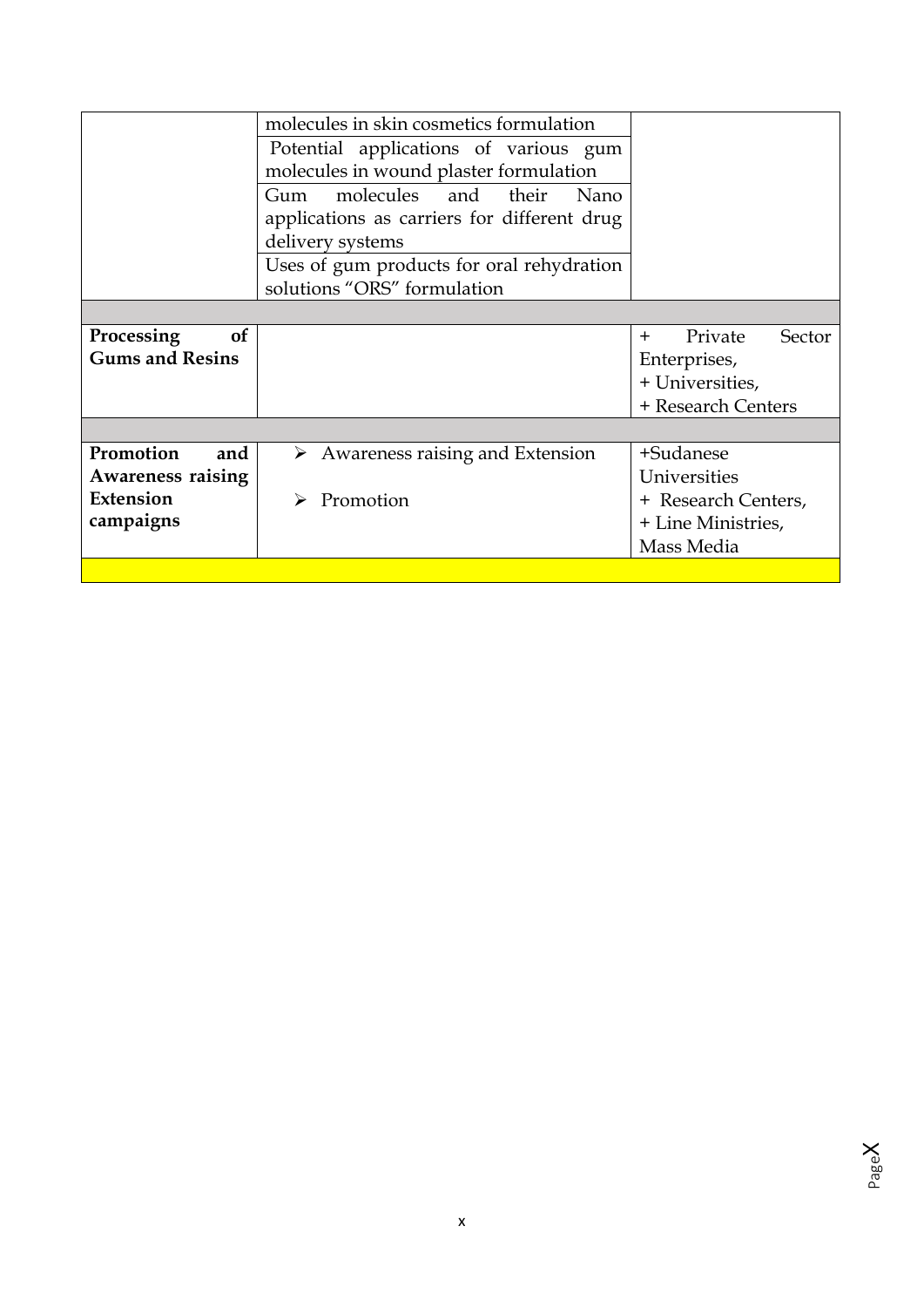| | | |
|---|---|---|
| | molecules in skin cosmetics formulation<br>Potential applications of various gum molecules in wound plaster formulation<br>Gum molecules and their Nano applications as carriers for different drug delivery systems<br>Uses of gum products for oral rehydration solutions "ORS" formulation | |
| | | |
| **Processing of Gums and Resins** | | + Private Sector Enterprises,<br>+ Universities,<br>+ Research Centers |
| | | |
| **Promotion and Awareness raising Extension campaigns** | ➢ Awareness raising and Extension<br>➢ Promotion | +Sudanese Universities<br>+ Research Centers,<br>+ Line Ministries,<br>Mass Media |
| | | |